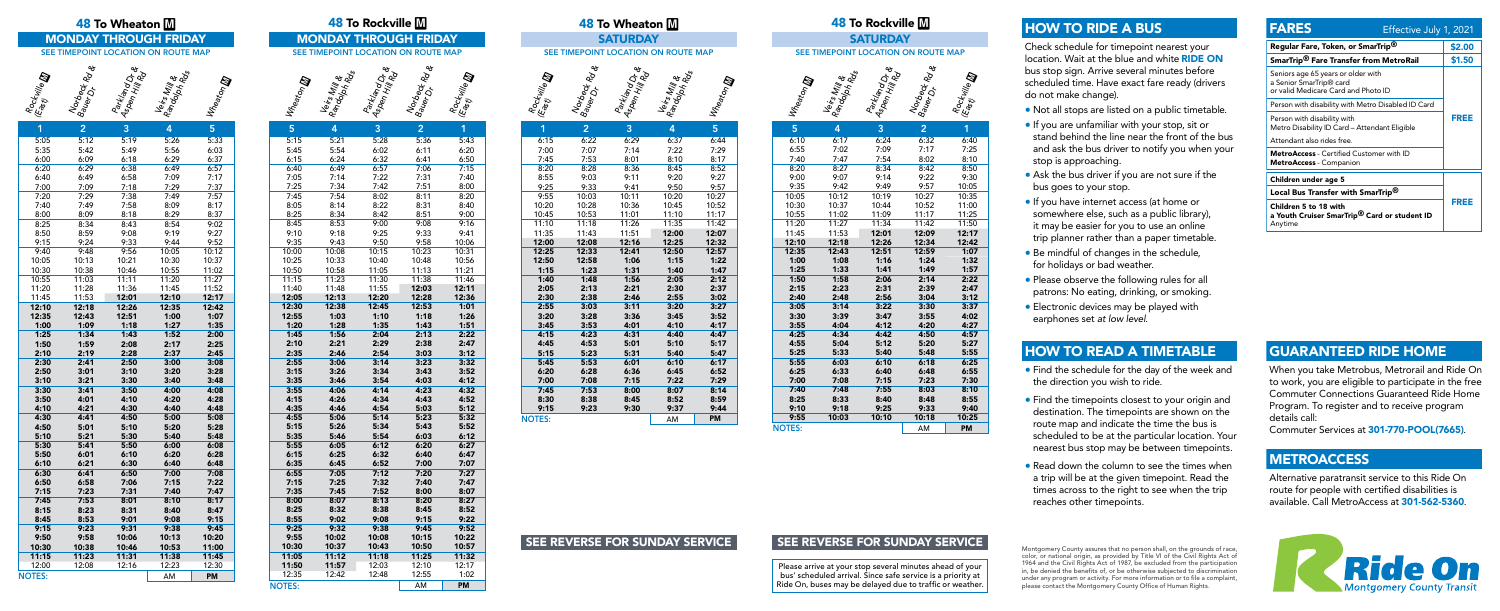## 48 To Wheaton M

### MONDAY THROUGH FRIDAY

SEE TIMEPOINT LOCATION ON ROUTE MAP

| Rockville M (East) | Norbeck Rd & Bauer Dr | Parkland Dr & Aspen Hill Rd | Veirs Mill & Randolph Rds | Wheaton M |
|---|---|---|---|---|
| 1 | 2 | 3 | 4 | 5 |
| 5:05 | 5:12 | 5:19 | 5:26 | 5:33 |
| 5:35 | 5:42 | 5:49 | 5:56 | 6:03 |
| 6:00 | 6:09 | 6:18 | 6:29 | 6:37 |
| 6:20 | 6:29 | 6:38 | 6:49 | 6:57 |
| 6:40 | 6:49 | 6:58 | 7:09 | 7:17 |
| 7:00 | 7:09 | 7:18 | 7:29 | 7:37 |
| 7:20 | 7:29 | 7:38 | 7:49 | 7:57 |
| 7:40 | 7:49 | 7:58 | 8:09 | 8:17 |
| 8:00 | 8:09 | 8:18 | 8:29 | 8:37 |
| 8:25 | 8:34 | 8:43 | 8:54 | 9:02 |
| 8:50 | 8:59 | 9:08 | 9:19 | 9:27 |
| 9:15 | 9:24 | 9:33 | 9:44 | 9:52 |
| 9:40 | 9:48 | 9:56 | 10:05 | 10:12 |
| 10:05 | 10:13 | 10:21 | 10:30 | 10:37 |
| 10:30 | 10:38 | 10:46 | 10:55 | 11:02 |
| 10:55 | 11:03 | 11:11 | 11:20 | 11:27 |
| 11:20 | 11:28 | 11:36 | 11:45 | 11:52 |
| 11:45 | 11:53 | **12:01** | **12:10** | **12:17** |
| **12:10** | **12:18** | **12:26** | **12:35** | **12:42** |
| **12:35** | **12:43** | **12:51** | **1:00** | **1:07** |
| **1:00** | **1:09** | **1:18** | **1:27** | **1:35** |
| **1:25** | **1:34** | **1:43** | **1:52** | **2:00** |
| **1:50** | **1:59** | **2:08** | **2:17** | **2:25** |
| **2:10** | **2:19** | **2:28** | **2:37** | **2:45** |
| **2:30** | **2:41** | **2:50** | **3:00** | **3:08** |
| **2:50** | **3:01** | **3:10** | **3:20** | **3:28** |
| **3:10** | **3:21** | **3:30** | **3:40** | **3:48** |
| **3:30** | **3:41** | **3:50** | **4:00** | **4:08** |
| **3:50** | **4:01** | **4:10** | **4:20** | **4:28** |
| **4:10** | **4:21** | **4:30** | **4:40** | **4:48** |
| **4:30** | **4:41** | **4:50** | **5:00** | **5:08** |
| **4:50** | **5:01** | **5:10** | **5:20** | **5:28** |
| **5:10** | **5:21** | **5:30** | **5:40** | **5:48** |
| **5:30** | **5:41** | **5:50** | **6:00** | **6:08** |
| **5:50** | **6:01** | **6:10** | **6:20** | **6:28** |
| **6:10** | **6:21** | **6:30** | **6:40** | **6:48** |
| **6:30** | **6:41** | **6:50** | **7:00** | **7:08** |
| **6:50** | **6:58** | **7:06** | **7:15** | **7:22** |
| **7:15** | **7:23** | **7:31** | **7:40** | **7:47** |
| **7:45** | **7:53** | **8:01** | **8:10** | **8:17** |
| **8:15** | **8:23** | **8:31** | **8:40** | **8:47** |
| **8:45** | **8:53** | **9:01** | **9:08** | **9:15** |
| **9:15** | **9:23** | **9:31** | **9:38** | **9:45** |
| **9:50** | **9:58** | **10:06** | **10:13** | **10:20** |
| **10:30** | **10:38** | **10:46** | **10:53** | **11:00** |
| **11:15** | **11:23** | **11:31** | **11:38** | **11:45** |
| 12:00 | 12:08 | 12:16 | 12:23 | 12:30 |

NOTES: AM **PM**

## 48 To Rockville M

### MONDAY THROUGH FRIDAY

SEE TIMEPOINT LOCATION ON ROUTE MAP

| Wheaton M | Veirs Mill & Randolph Rds | Parkland Dr & Aspen Hill Rd | Norbeck Rd & Bauer Dr | Rockville M (East) |
|---|---|---|---|---|
| 5 | 4 | 3 | 2 | 1 |
| 5:15 | 5:21 | 5:28 | 5:36 | 5:43 |
| 5:45 | 5:54 | 6:02 | 6:11 | 6:20 |
| 6:15 | 6:24 | 6:32 | 6:41 | 6:50 |
| 6:40 | 6:49 | 6:57 | 7:06 | 7:15 |
| 7:05 | 7:14 | 7:22 | 7:31 | 7:40 |
| 7:25 | 7:34 | 7:42 | 7:51 | 8:00 |
| 7:45 | 7:54 | 8:02 | 8:11 | 8:20 |
| 8:05 | 8:14 | 8:22 | 8:31 | 8:40 |
| 8:25 | 8:34 | 8:42 | 8:51 | 9:00 |
| 8:45 | 8:53 | 9:00 | 9:08 | 9:16 |
| 9:10 | 9:18 | 9:25 | 9:33 | 9:41 |
| 9:35 | 9:43 | 9:50 | 9:58 | 10:06 |
| 10:00 | 10:08 | 10:15 | 10:23 | 10:31 |
| 10:25 | 10:33 | 10:40 | 10:48 | 10:56 |
| 10:50 | 10:58 | 11:05 | 11:13 | 11:21 |
| 11:15 | 11:23 | 11:30 | 11:38 | 11:46 |
| 11:40 | 11:48 | 11:55 | **12:03** | **12:11** |
| **12:05** | **12:13** | **12:20** | **12:28** | **12:36** |
| **12:30** | **12:38** | **12:45** | **12:53** | **1:01** |
| **12:55** | **1:03** | **1:10** | **1:18** | **1:26** |
| **1:20** | **1:28** | **1:35** | **1:43** | **1:51** |
| **1:45** | **1:56** | **2:04** | **2:13** | **2:22** |
| **2:10** | **2:21** | **2:29** | **2:38** | **2:47** |
| **2:35** | **2:46** | **2:54** | **3:03** | **3:12** |
| **2:55** | **3:06** | **3:14** | **3:23** | **3:32** |
| **3:15** | **3:26** | **3:34** | **3:43** | **3:52** |
| **3:35** | **3:46** | **3:54** | **4:03** | **4:12** |
| **3:55** | **4:06** | **4:14** | **4:23** | **4:32** |
| **4:15** | **4:26** | **4:34** | **4:43** | **4:52** |
| **4:35** | **4:46** | **4:54** | **5:03** | **5:12** |
| **4:55** | **5:06** | **5:14** | **5:23** | **5:32** |
| **5:15** | **5:26** | **5:34** | **5:43** | **5:52** |
| **5:35** | **5:46** | **5:54** | **6:03** | **6:12** |
| **5:55** | **6:05** | **6:12** | **6:20** | **6:27** |
| **6:15** | **6:25** | **6:32** | **6:40** | **6:47** |
| **6:35** | **6:45** | **6:52** | **7:00** | **7:07** |
| **6:55** | **7:05** | **7:12** | **7:20** | **7:27** |
| **7:15** | **7:25** | **7:32** | **7:40** | **7:47** |
| **7:35** | **7:45** | **7:52** | **8:00** | **8:07** |
| **8:00** | **8:07** | **8:13** | **8:20** | **8:27** |
| **8:25** | **8:32** | **8:38** | **8:45** | **8:52** |
| **8:55** | **9:02** | **9:08** | **9:15** | **9:22** |
| **9:25** | **9:32** | **9:38** | **9:45** | **9:52** |
| **9:55** | **10:02** | **10:08** | **10:15** | **10:22** |
| **10:30** | **10:37** | **10:43** | **10:50** | **10:57** |
| **11:05** | **11:12** | **11:18** | **11:25** | **11:32** |
| **11:50** | **11:57** | 12:03 | 12:10 | 12:17 |
| 12:35 | 12:42 | 12:48 | 12:55 | 1:02 |

NOTES: AM **PM**

## 48 To Wheaton M

### SATURDAY

SEE TIMEPOINT LOCATION ON ROUTE MAP

| Rockville M (East) | Norbeck Rd & Bauer Dr | Parkland Dr & Aspen Hill Rd | Veirs Mill & Randolph Rds | Wheaton M |
|---|---|---|---|---|
| 1 | 2 | 3 | 4 | 5 |
| 6:15 | 6:22 | 6:29 | 6:37 | 6:44 |
| 7:00 | 7:07 | 7:14 | 7:22 | 7:29 |
| 7:45 | 7:53 | 8:01 | 8:10 | 8:17 |
| 8:20 | 8:28 | 8:36 | 8:45 | 8:52 |
| 8:55 | 9:03 | 9:11 | 9:20 | 9:27 |
| 9:25 | 9:33 | 9:41 | 9:50 | 9:57 |
| 9:55 | 10:03 | 10:11 | 10:20 | 10:27 |
| 10:20 | 10:28 | 10:36 | 10:45 | 10:52 |
| 10:45 | 10:53 | 11:01 | 11:10 | 11:17 |
| 11:10 | 11:18 | 11:26 | 11:35 | 11:42 |
| 11:35 | 11:43 | 11:51 | **12:00** | **12:07** |
| **12:00** | **12:08** | **12:16** | **12:25** | **12:32** |
| **12:25** | **12:33** | **12:41** | **12:50** | **12:57** |
| **12:50** | **12:58** | **1:06** | **1:15** | **1:22** |
| **1:15** | **1:23** | **1:31** | **1:40** | **1:47** |
| **1:40** | **1:48** | **1:56** | **2:05** | **2:12** |
| **2:05** | **2:13** | **2:21** | **2:30** | **2:37** |
| **2:30** | **2:38** | **2:46** | **2:55** | **3:02** |
| **2:55** | **3:03** | **3:11** | **3:20** | **3:27** |
| **3:20** | **3:28** | **3:36** | **3:45** | **3:52** |
| **3:45** | **3:53** | **4:01** | **4:10** | **4:17** |
| **4:15** | **4:23** | **4:31** | **4:40** | **4:47** |
| **4:45** | **4:53** | **5:01** | **5:10** | **5:17** |
| **5:15** | **5:23** | **5:31** | **5:40** | **5:47** |
| **5:45** | **5:53** | **6:01** | **6:10** | **6:17** |
| **6:20** | **6:28** | **6:36** | **6:45** | **6:52** |
| **7:00** | **7:08** | **7:15** | **7:22** | **7:29** |
| **7:45** | **7:53** | **8:00** | **8:07** | **8:14** |
| **8:30** | **8:38** | **8:45** | **8:52** | **8:59** |
| **9:15** | **9:23** | **9:30** | **9:37** | **9:44** |

NOTES: AM **PM**

SEE REVERSE FOR SUNDAY SERVICE

## 48 To Rockville M

### SATURDAY

SEE TIMEPOINT LOCATION ON ROUTE MAP

| Wheaton M | Veirs Mill & Randolph Rds | Parkland Dr & Aspen Hill Rd | Norbeck Rd & Bauer Dr | Rockville M (East) |
|---|---|---|---|---|
| 5 | 4 | 3 | 2 | 1 |
| 6:10 | 6:17 | 6:24 | 6:32 | 6:40 |
| 6:55 | 7:02 | 7:09 | 7:17 | 7:25 |
| 7:40 | 7:47 | 7:54 | 8:02 | 8:10 |
| 8:20 | 8:27 | 8:34 | 8:42 | 8:50 |
| 9:00 | 9:07 | 9:14 | 9:22 | 9:30 |
| 9:35 | 9:42 | 9:49 | 9:57 | 10:05 |
| 10:05 | 10:12 | 10:19 | 10:27 | 10:35 |
| 10:30 | 10:37 | 10:44 | 10:52 | 11:00 |
| 10:55 | 11:02 | 11:09 | 11:17 | 11:25 |
| 11:20 | 11:27 | 11:34 | 11:42 | 11:50 |
| 11:45 | 11:53 | **12:01** | **12:09** | **12:17** |
| **12:10** | **12:18** | **12:26** | **12:34** | **12:42** |
| **12:35** | **12:43** | **12:51** | **12:59** | **1:07** |
| **1:00** | **1:08** | **1:16** | **1:24** | **1:32** |
| **1:25** | **1:33** | **1:41** | **1:49** | **1:57** |
| **1:50** | **1:58** | **2:06** | **2:14** | **2:22** |
| **2:15** | **2:23** | **2:31** | **2:39** | **2:47** |
| **2:40** | **2:48** | **2:56** | **3:04** | **3:12** |
| **3:05** | **3:14** | **3:22** | **3:30** | **3:37** |
| **3:30** | **3:39** | **3:47** | **3:55** | **4:02** |
| **3:55** | **4:04** | **4:12** | **4:20** | **4:27** |
| **4:25** | **4:34** | **4:42** | **4:50** | **4:57** |
| **4:55** | **5:04** | **5:12** | **5:20** | **5:27** |
| **5:25** | **5:33** | **5:40** | **5:48** | **5:55** |
| **5:55** | **6:03** | **6:10** | **6:18** | **6:25** |
| **6:25** | **6:33** | **6:40** | **6:48** | **6:55** |
| **7:00** | **7:08** | **7:15** | **7:23** | **7:30** |
| **7:40** | **7:48** | **7:55** | **8:03** | **8:10** |
| **8:25** | **8:33** | **8:40** | **8:48** | **8:55** |
| **9:10** | **9:18** | **9:25** | **9:33** | **9:40** |
| **9:55** | **10:03** | **10:10** | **10:18** | **10:25** |

NOTES: AM **PM**

SEE REVERSE FOR SUNDAY SERVICE

Please arrive at your stop several minutes ahead of your bus' scheduled arrival. Since safe service is a priority at Ride On, buses may be delayed due to traffic or weather.

## HOW TO RIDE A BUS

Check schedule for timepoint nearest your location. Wait at the blue and white **RIDE ON** bus stop sign. Arrive several minutes before scheduled time. Have exact fare ready (drivers do not make change).

- Not all stops are listed on a public timetable.
- If you are unfamiliar with your stop, sit or stand behind the line near the front of the bus and ask the bus driver to notify you when your stop is approaching.
- Ask the bus driver if you are not sure if the bus goes to your stop.
- If you have internet access (at home or somewhere else, such as a public library), it may be easier for you to use an online trip planner rather than a paper timetable.
- Be mindful of changes in the schedule, for holidays or bad weather.
- Please observe the following rules for all patrons: No eating, drinking, or smoking.
- Electronic devices may be played with earphones set *at low level.*

## HOW TO READ A TIMETABLE

- Find the schedule for the day of the week and the direction you wish to ride.
- Find the timepoints closest to your origin and destination. The timepoints are shown on the route map and indicate the time the bus is scheduled to be at the particular location. Your nearest bus stop may be between timepoints.
- Read down the column to see the times when a trip will be at the given timepoint. Read the times across to the right to see when the trip reaches other timepoints.

Montgomery County assures that no person shall, on the grounds of race, color, or national origin, as provided by Title VI of the Civil Rights Act of 1964 and the Civil Rights Act of 1987, be excluded from the participation in, be denied the benefits of, or be otherwise subjected to discrimination under any program or activity. For more information or to file a complaint, please contact the Montgomery County Office of Human Rights.

## FARES

Effective July 1, 2021

| | |
|---|---|
| Regular Fare, Token, or SmarTrip® | $2.00 |
| SmarTrip® Fare Transfer from MetroRail | $1.50 |
| Seniors age 65 years or older with a Senior SmarTrip® card or valid Medicare Card and Photo ID | FREE |
| Person with disability with Metro Disabled ID Card | |
| Person with disability with Metro Disability ID Card – Attendant Eligible | |
| Attendant also rides free. | |
| MetroAccess - Certified Customer with ID MetroAccess - Companion | |
| Children under age 5 | FREE |
| Local Bus Transfer with SmarTrip® | |
| Children 5 to 18 with a Youth Cruiser SmarTrip® Card or student ID Anytime | |

## GUARANTEED RIDE HOME

When you take Metrobus, Metrorail and Ride On to work, you are eligible to participate in the free Commuter Connections Guaranteed Ride Home Program. To register and to receive program details call:
Commuter Services at **301-770-POOL(7665)**.

## METROACCESS

Alternative paratransit service to this Ride On route for people with certified disabilities is available. Call MetroAccess at **301-562-5360**.

Ride On Montgomery County Transit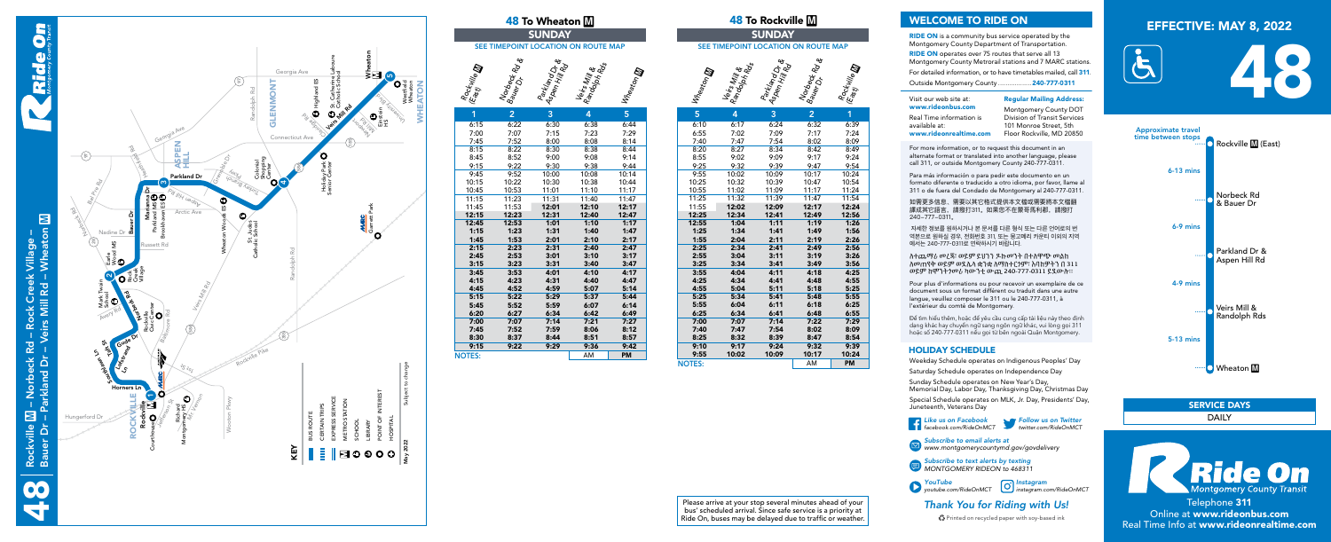# 48 Rockville M – Norbeck Rd – Rock Creek Village – Bauer Dr – Parkland Dr – Veirs Mill Rd – Wheaton M

## KEY

- BUS ROUTE
- CERTAIN TRIPS
- EXPRESS SERVICE
- METROSTATION
- SCHOOL
- LIBRARY
- POINT OF INTEREST
- HOSPITAL

May 2022 — Subject to change

## 48 To Wheaton M

### SUNDAY

SEE TIMEPOINT LOCATION ON ROUTE MAP

| Rockville M (East) | Norbeck Rd & Bauer Dr | Parkland Dr & Aspen Hill Rd | Veirs Mill & Randolph Rds | Wheaton M |
|---|---|---|---|---|
| 1 | 2 | 3 | 4 | 5 |
| 6:15 | 6:22 | 6:30 | 6:38 | 6:44 |
| 7:00 | 7:07 | 7:15 | 7:23 | 7:29 |
| 7:45 | 7:52 | 8:00 | 8:08 | 8:14 |
| 8:15 | 8:22 | 8:30 | 8:38 | 8:44 |
| 8:45 | 8:52 | 9:00 | 9:08 | 9:14 |
| 9:15 | 9:22 | 9:30 | 9:38 | 9:44 |
| 9:45 | 9:52 | 10:00 | 10:08 | 10:14 |
| 10:15 | 10:22 | 10:30 | 10:38 | 10:44 |
| 10:45 | 10:53 | 11:01 | 11:10 | 11:17 |
| 11:15 | 11:23 | 11:31 | 11:40 | 11:47 |
| 11:45 | 11:53 | 12:01 | 12:10 | 12:17 |
| 12:15 | 12:23 | 12:31 | 12:40 | 12:47 |
| 12:45 | 12:53 | 1:01 | 1:10 | 1:17 |
| 1:15 | 1:23 | 1:31 | 1:40 | 1:47 |
| 1:45 | 1:53 | 2:01 | 2:10 | 2:17 |
| 2:15 | 2:23 | 2:31 | 2:40 | 2:47 |
| 2:45 | 2:53 | 3:01 | 3:10 | 3:17 |
| 3:15 | 3:23 | 3:31 | 3:40 | 3:47 |
| 3:45 | 3:53 | 4:01 | 4:10 | 4:17 |
| 4:15 | 4:23 | 4:31 | 4:40 | 4:47 |
| 4:45 | 4:52 | 4:59 | 5:07 | 5:14 |
| 5:15 | 5:22 | 5:29 | 5:37 | 5:44 |
| 5:45 | 5:52 | 5:59 | 6:07 | 6:14 |
| 6:20 | 6:27 | 6:34 | 6:42 | 6:49 |
| 7:00 | 7:07 | 7:14 | 7:21 | 7:27 |
| 7:45 | 7:52 | 7:59 | 8:06 | 8:12 |
| 8:30 | 8:37 | 8:44 | 8:51 | 8:57 |
| 9:15 | 9:22 | 9:29 | 9:36 | 9:42 |
| NOTES: | | | AM | PM |

## 48 To Rockville M

### SUNDAY

SEE TIMEPOINT LOCATION ON ROUTE MAP

| Wheaton M | Veirs Mill & Randolph Rds | Parkland Dr & Aspen Hill Rd | Norbeck Rd & Bauer Dr | Rockville M (East) |
|---|---|---|---|---|
| 5 | 4 | 3 | 2 | 1 |
| 6:10 | 6:17 | 6:24 | 6:32 | 6:39 |
| 6:55 | 7:02 | 7:09 | 7:17 | 7:24 |
| 7:40 | 7:47 | 7:54 | 8:02 | 8:09 |
| 8:20 | 8:27 | 8:34 | 8:42 | 8:49 |
| 8:55 | 9:02 | 9:09 | 9:17 | 9:24 |
| 9:25 | 9:32 | 9:39 | 9:47 | 9:54 |
| 9:55 | 10:02 | 10:09 | 10:17 | 10:24 |
| 10:25 | 10:32 | 10:39 | 10:47 | 10:54 |
| 10:55 | 11:02 | 11:09 | 11:17 | 11:24 |
| 11:25 | 11:32 | 11:39 | 11:47 | 11:54 |
| 11:55 | 12:02 | 12:09 | 12:17 | 12:24 |
| 12:25 | 12:34 | 12:41 | 12:49 | 12:56 |
| 12:55 | 1:04 | 1:11 | 1:19 | 1:26 |
| 1:25 | 1:34 | 1:41 | 1:49 | 1:56 |
| 1:55 | 2:04 | 2:11 | 2:19 | 2:26 |
| 2:25 | 2:34 | 2:41 | 2:49 | 2:56 |
| 2:55 | 3:04 | 3:11 | 3:19 | 3:26 |
| 3:25 | 3:34 | 3:41 | 3:49 | 3:56 |
| 3:55 | 4:04 | 4:11 | 4:18 | 4:25 |
| 4:25 | 4:34 | 4:41 | 4:48 | 4:55 |
| 4:55 | 5:04 | 5:11 | 5:18 | 5:25 |
| 5:25 | 5:34 | 5:41 | 5:48 | 5:55 |
| 5:55 | 6:04 | 6:11 | 6:18 | 6:25 |
| 6:25 | 6:34 | 6:41 | 6:48 | 6:55 |
| 7:00 | 7:07 | 7:14 | 7:22 | 7:29 |
| 7:40 | 7:47 | 7:54 | 8:02 | 8:09 |
| 8:25 | 8:32 | 8:39 | 8:47 | 8:54 |
| 9:10 | 9:17 | 9:24 | 9:32 | 9:39 |
| 9:55 | 10:02 | 10:09 | 10:17 | 10:24 |
| NOTES: | | | AM | PM |

Please arrive at your stop several minutes ahead of your bus' scheduled arrival. Since safe service is a priority at Ride On, buses may be delayed due to traffic or weather.

## WELCOME TO RIDE ON

**RIDE ON** is a community bus service operated by the Montgomery County Department of Transportation.

**RIDE ON** operates over 75 routes that serve all 13 Montgomery County Metrorail stations and 7 MARC stations.

For detailed information, or to have timetables mailed, call **311**.

Outside Montgomery County .................. **240-777-0311**

Visit our web site at: **www.rideonbus.com**

Real Time information is available at: **www.rideonrealtime.com**

**Regular Mailing Address:**
Montgomery County DOT
Division of Transit Services
101 Monroe Street, 5th Floor Rockville, MD 20850

For more information, or to request this document in an alternate format or translated into another language, please call 311, or outside Montgomery County 240-777-0311.

Para más información o para pedir este documento en un formato diferente o traducido a otro idioma, por favor, llame al 311 o de fuera del Condado de Montgomery al 240-777-0311.

如需更多信息、需要以其它格式提供本文檔或需要將本文檔翻譯成其它語言、請撥打311。如果您不在蒙哥馬利郡、請撥打240–777–0311。

자세한 정보를 원하시거나 본 문서를 다른 형식 또는 다른 언어로의 번역본으로 원하실 경우, 전화번호 311 또는 몽고메리 카운티 이외의 지역에서는 240-777-0311로 연락하시기 바랍니다.

ለተጨማሪ መረጃ፣ ወይም ደንቡን ጉዳይ በተለዋጭ ቅርጽ ወይም ወደ ሌላ ቋንቋ ለማስተርጎም፣ እባክዎትን በ 311 ወይም ከሞንትጎመሪ ካውንቲ ውጪ 240-777-0311 ይደውሉ።

Pour plus d'informations ou pour recevoir un exemplaire de ce document sous un format différent ou traduit dans une autre langue, veuillez composer le 311 ou le 240-777-0311, à l'extérieur du comté de Montgomery.

Để tìm hiểu thêm, hoặc để yêu cầu cung cấp tài liệu này theo định dạng khác hay chuyển ngữ sang ngôn ngữ khác, vui lòng gọi 311 hoặc số 240-777-0311 nếu gọi từ bên ngoài Quận Montgomery.

## HOLIDAY SCHEDULE

Weekday Schedule operates on Indigenous Peoples' Day

Saturday Schedule operates on Independence Day

Sunday Schedule operates on New Year's Day, Memorial Day, Labor Day, Thanksgiving Day, Christmas Day

Special Schedule operates on MLK, Jr. Day, Presidents' Day, Juneteenth, Veterans Day

*Like us on Facebook* facebook.com/RideOnMCT

*Follow us on Twitter* twitter.com/RideOnMCT

*Subscribe to email alerts at* www.montgomerycountymd.gov/govdelivery

*Subscribe to text alerts by texting MONTGOMERY RIDEON to 468311*

*YouTube* youtube.com/RideOnMCT

*Instagram* instagram.com/RideOnMCT

***Thank You for Riding with Us!***

Printed on recycled paper with soy-based ink

# EFFECTIVE: MAY 8, 2022

# 48

Approximate travel time between stops

- Rockville M (East)
- 6-13 mins
- Norbeck Rd & Bauer Dr
- 6-9 mins
- Parkland Dr & Aspen Hill Rd
- 4-9 mins
- Veirs Mill & Randolph Rds
- 5-13 mins
- Wheaton M

**SERVICE DAYS**

DAILY

Ride On Montgomery County Transit

Telephone **311**

Online at **www.rideonbus.com**

Real Time Info at **www.rideonrealtime.com**